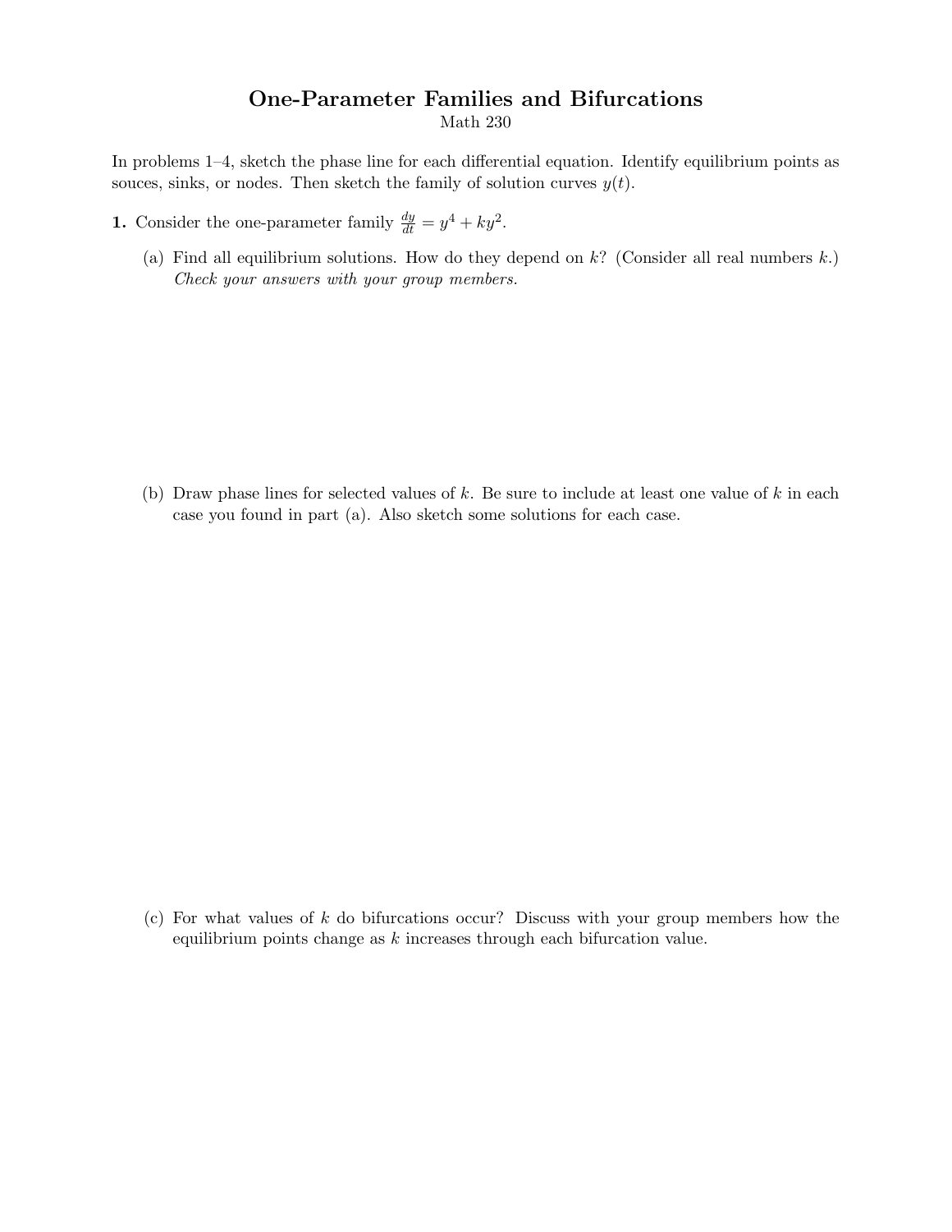# One-Parameter Families and Bifurcations

Math 230

In problems 1–4, sketch the phase line for each differential equation. Identify equilibrium points as souces, sinks, or nodes. Then sketch the family of solution curves $y(t)$.

**1.** Consider the one-parameter family $\frac{dy}{dt} = y^4 + ky^2$.

(a) Find all equilibrium solutions. How do they depend on $k$? (Consider all real numbers $k$.) *Check your answers with your group members.*

(b) Draw phase lines for selected values of $k$. Be sure to include at least one value of $k$ in each case you found in part (a). Also sketch some solutions for each case.

(c) For what values of $k$ do bifurcations occur? Discuss with your group members how the equilibrium points change as $k$ increases through each bifurcation value.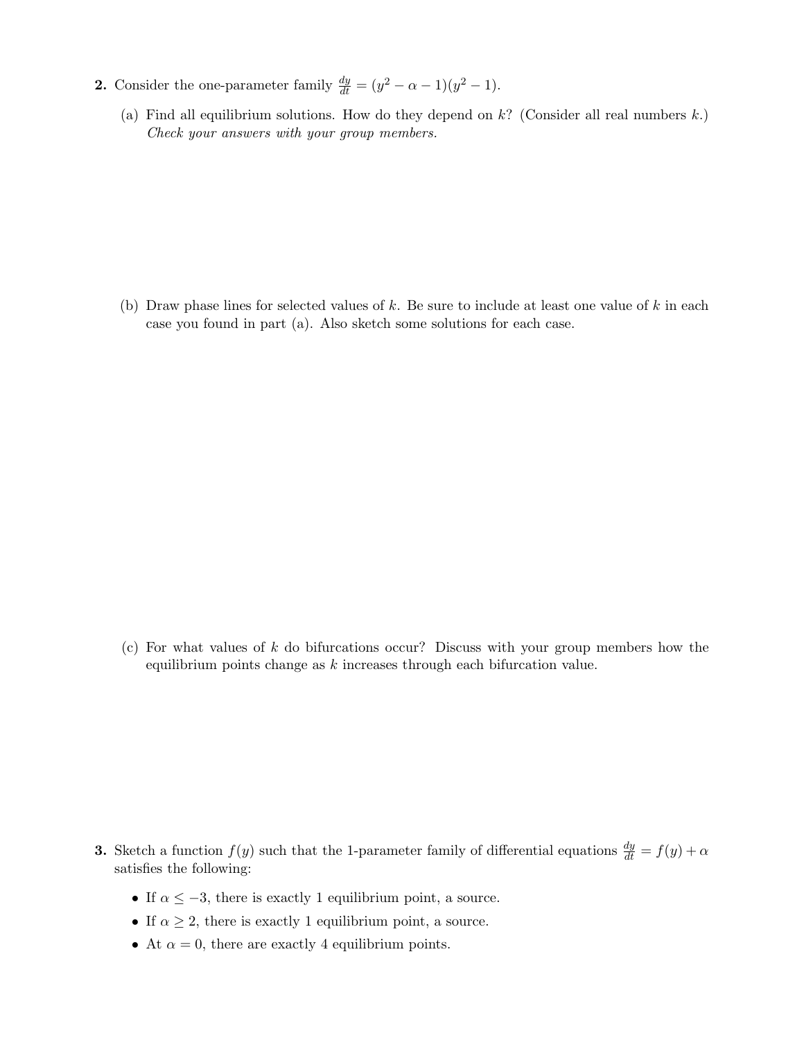**2.** Consider the one-parameter family $\frac{dy}{dt} = (y^2 - \alpha - 1)(y^2 - 1)$.

(a) Find all equilibrium solutions. How do they depend on $k$? (Consider all real numbers $k$.) *Check your answers with your group members.*

(b) Draw phase lines for selected values of $k$. Be sure to include at least one value of $k$ in each case you found in part (a). Also sketch some solutions for each case.

(c) For what values of $k$ do bifurcations occur? Discuss with your group members how the equilibrium points change as $k$ increases through each bifurcation value.

**3.** Sketch a function $f(y)$ such that the 1-parameter family of differential equations $\frac{dy}{dt} = f(y) + \alpha$ satisfies the following:

- If $\alpha \leq -3$, there is exactly 1 equilibrium point, a source.
- If $\alpha \geq 2$, there is exactly 1 equilibrium point, a source.
- At $\alpha = 0$, there are exactly 4 equilibrium points.